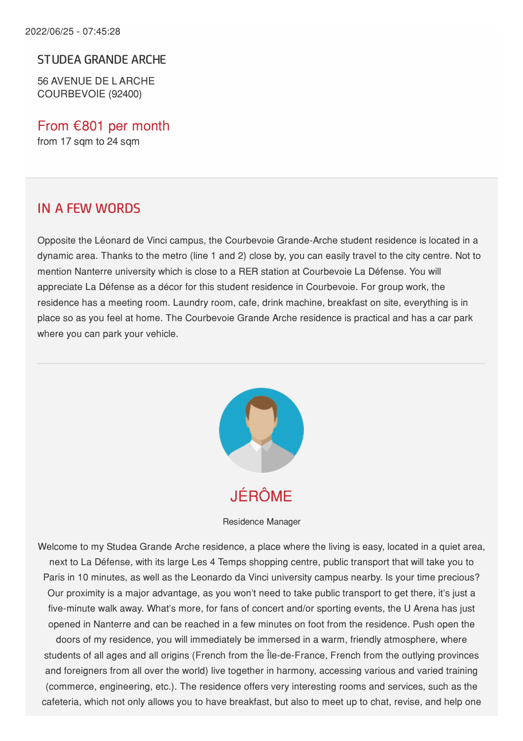2022/06/25 - 07:45:28

## STUDEA GRANDE ARCHE

56 AVENUE DE L ARCHE
COURBEVOIE (92400)

From €801 per month
from 17 sqm to 24 sqm

## IN A FEW WORDS

Opposite the Léonard de Vinci campus, the Courbevoie Grande-Arche student residence is located in a dynamic area. Thanks to the metro (line 1 and 2) close by, you can easily travel to the city centre. Not to mention Nanterre university which is close to a RER station at Courbevoie La Défense. You will appreciate La Défense as a décor for this student residence in Courbevoie. For group work, the residence has a meeting room. Laundry room, cafe, drink machine, breakfast on site, everything is in place so as you feel at home. The Courbevoie Grande Arche residence is practical and has a car park where you can park your vehicle.

## JÉRÔME

Residence Manager

Welcome to my Studea Grande Arche residence, a place where the living is easy, located in a quiet area, next to La Défense, with its large Les 4 Temps shopping centre, public transport that will take you to Paris in 10 minutes, as well as the Leonardo da Vinci university campus nearby. Is your time precious? Our proximity is a major advantage, as you won't need to take public transport to get there, it's just a five-minute walk away. What's more, for fans of concert and/or sporting events, the U Arena has just opened in Nanterre and can be reached in a few minutes on foot from the residence. Push open the doors of my residence, you will immediately be immersed in a warm, friendly atmosphere, where students of all ages and all origins (French from the Île-de-France, French from the outlying provinces and foreigners from all over the world) live together in harmony, accessing various and varied training (commerce, engineering, etc.). The residence offers very interesting rooms and services, such as the cafeteria, which not only allows you to have breakfast, but also to meet up to chat, revise, and help one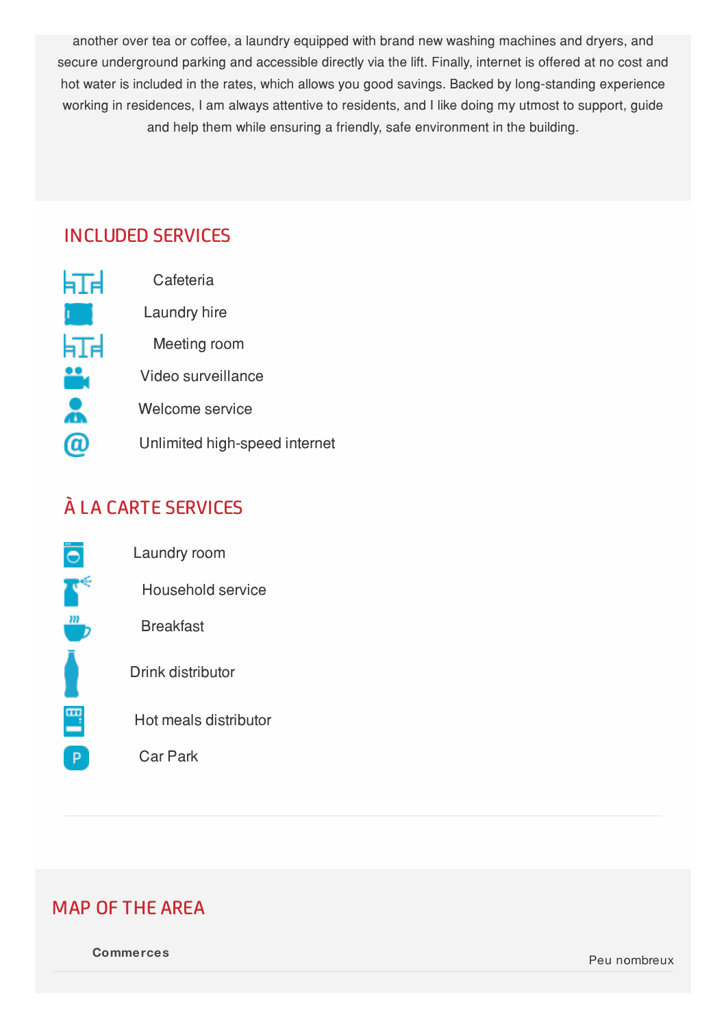another over tea or coffee, a laundry equipped with brand new washing machines and dryers, and secure underground parking and accessible directly via the lift. Finally, internet is offered at no cost and hot water is included in the rates, which allows you good savings. Backed by long-standing experience working in residences, I am always attentive to residents, and I like doing my utmost to support, guide and help them while ensuring a friendly, safe environment in the building.

## INCLUDED SERVICES

- Cafeteria
- Laundry hire
- Meeting room
- Video surveillance
- Welcome service
- Unlimited high-speed internet

## À LA CARTE SERVICES

- Laundry room
- Household service
- Breakfast
- Drink distributor
- Hot meals distributor
- Car Park

---

## MAP OF THE AREA

| **Commerces** | Peu nombreux |
|---|---|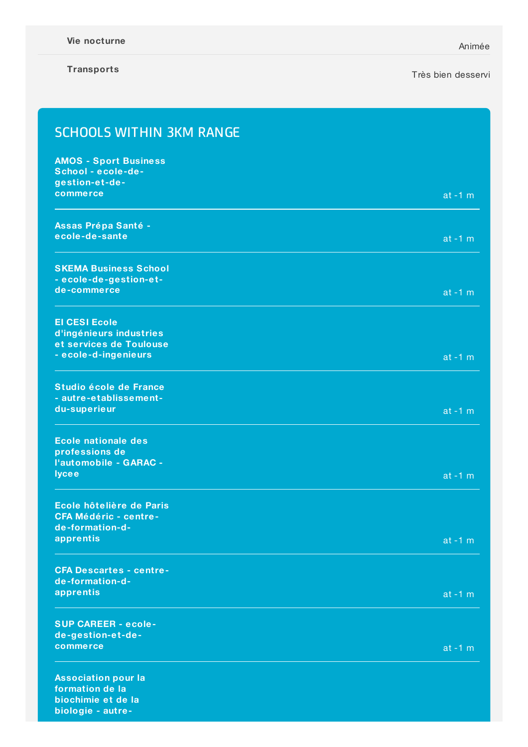| | |
|---|---|
| **Vie nocturne** | Animée |
| **Transports** | Très bien desservi |

## SCHOOLS WITHIN 3KM RANGE

| | |
|---|---|
| **AMOS - Sport Business School - ecole-de-gestion-et-de-commerce** | at -1 m |
| **Assas Prépa Santé - ecole-de-sante** | at -1 m |
| **SKEMA Business School - ecole-de-gestion-et-de-commerce** | at -1 m |
| **EI CESI Ecole d'ingénieurs industries et services de Toulouse - ecole-d-ingenieurs** | at -1 m |
| **Studio école de France - autre-etablissement-du-superieur** | at -1 m |
| **Ecole nationale des professions de l'automobile - GARAC - lycee** | at -1 m |
| **Ecole hôtelière de Paris CFA Médéric - centre-de-formation-d-apprentis** | at -1 m |
| **CFA Descartes - centre-de-formation-d-apprentis** | at -1 m |
| **SUP CAREER - ecole-de-gestion-et-de-commerce** | at -1 m |
| **Association pour la formation de la biochimie et de la biologie - autre-** | |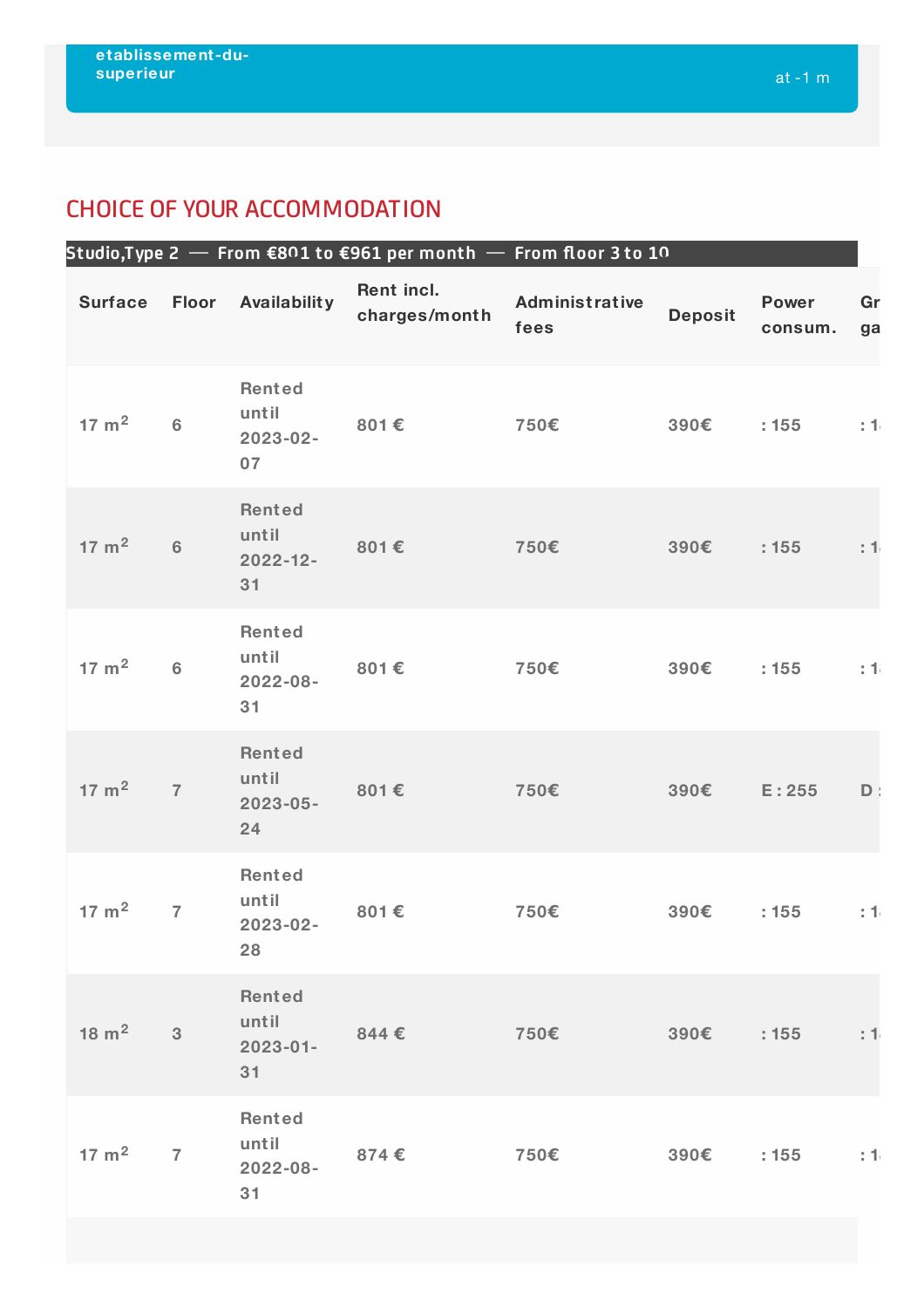etablissement-du-superieur

at -1 m

## CHOICE OF YOUR ACCOMMODATION

| Studio,Type 2 — From €801 to €961 per month — From floor 3 to 10 | | | | | | | |
|---|---|---|---|---|---|---|---|
| Surface | Floor | Availability | Rent incl. charges/month | Administrative fees | Deposit | Power consum. | Gr ga |
| 17 m² | 6 | Rented until 2023-02-07 | 801 € | 750€ | 390€ | : 155 | : 1 |
| 17 m² | 6 | Rented until 2022-12-31 | 801 € | 750€ | 390€ | : 155 | : 1 |
| 17 m² | 6 | Rented until 2022-08-31 | 801 € | 750€ | 390€ | : 155 | : 1 |
| 17 m² | 7 | Rented until 2023-05-24 | 801 € | 750€ | 390€ | E : 255 | D : |
| 17 m² | 7 | Rented until 2023-02-28 | 801 € | 750€ | 390€ | : 155 | : 1 |
| 18 m² | 3 | Rented until 2023-01-31 | 844 € | 750€ | 390€ | : 155 | : 1 |
| 17 m² | 7 | Rented until 2022-08-31 | 874 € | 750€ | 390€ | : 155 | : 1 |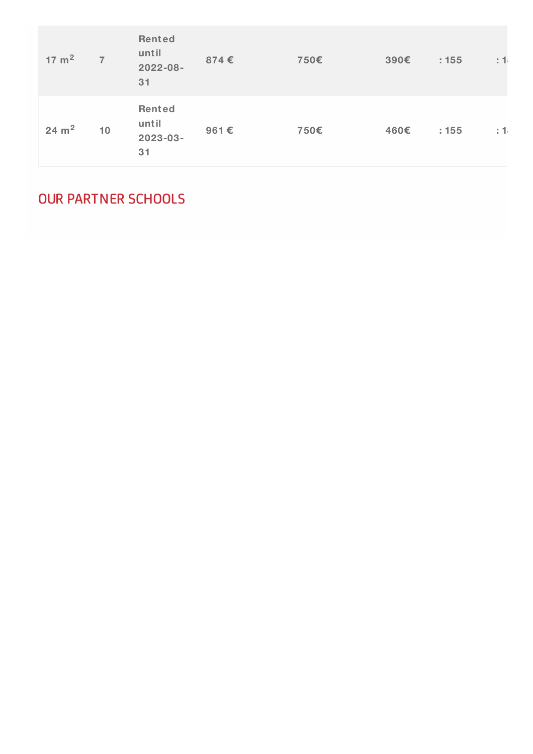| | | | | | | | |
|---|---|---|---|---|---|---|---|
| 17 $m^2$ | 7 | Rented until 2022-08-31 | 874 € | 750€ | 390€ | : 155 | : 1 |
| 24 $m^2$ | 10 | Rented until 2023-03-31 | 961 € | 750€ | 460€ | : 155 | : 1 |

## OUR PARTNER SCHOOLS